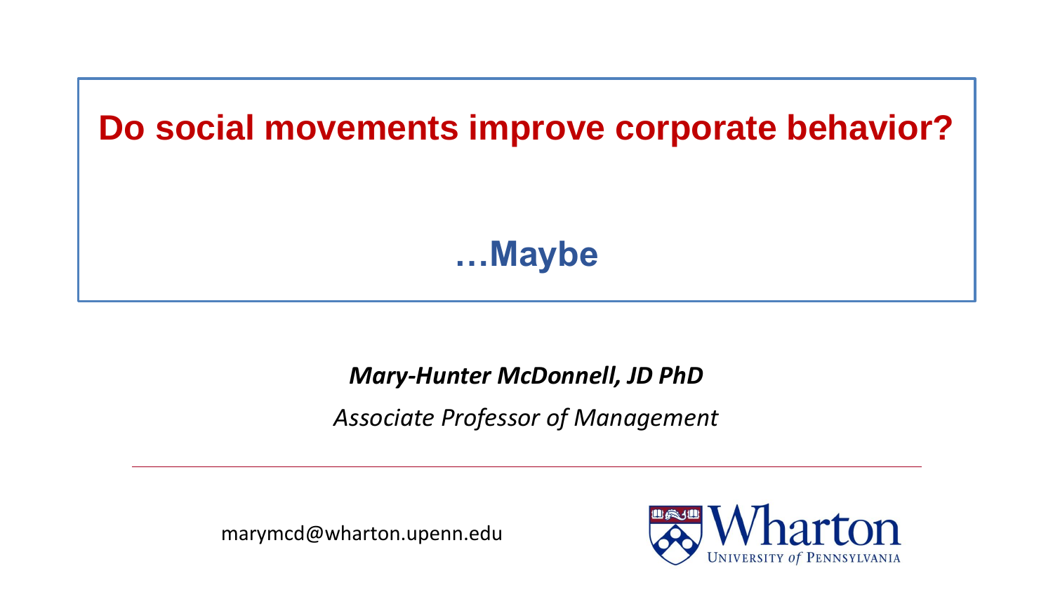# Do social movements improve corporate behavior?

## …Maybe

***Mary-Hunter McDonnell, JD PhD***

*Associate Professor of Management*

---

marymcd@wharton.upenn.edu

Wharton
University *of* Pennsylvania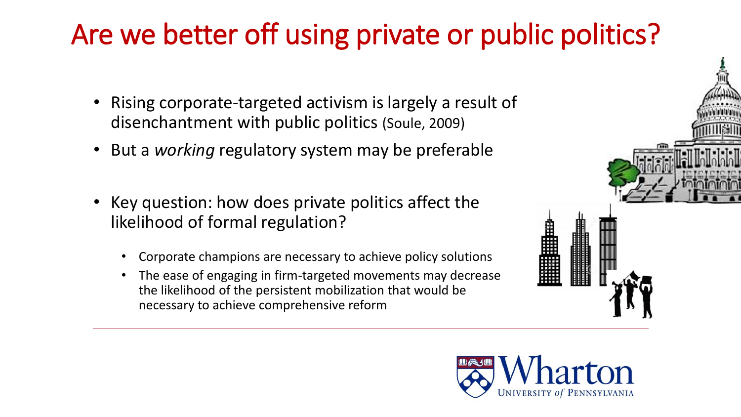# Are we better off using private or public politics?

- Rising corporate-targeted activism is largely a result of disenchantment with public politics (Soule, 2009)
- But a *working* regulatory system may be preferable
- Key question: how does private politics affect the likelihood of formal regulation?
  - Corporate champions are necessary to achieve policy solutions
  - The ease of engaging in firm-targeted movements may decrease the likelihood of the persistent mobilization that would be necessary to achieve comprehensive reform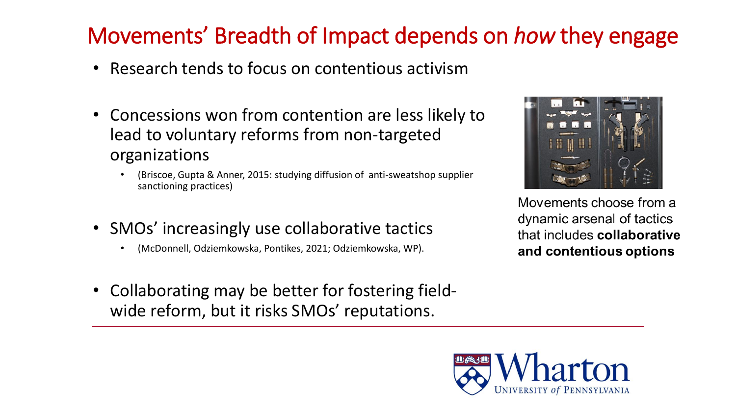# Movements' Breadth of Impact depends on *how* they engage

- Research tends to focus on contentious activism
- Concessions won from contention are less likely to lead to voluntary reforms from non-targeted organizations
  - (Briscoe, Gupta & Anner, 2015: studying diffusion of anti-sweatshop supplier sanctioning practices)
- SMOs' increasingly use collaborative tactics
  - (McDonnell, Odziemkowska, Pontikes, 2021; Odziemkowska, WP).
- Collaborating may be better for fostering field-wide reform, but it risks SMOs' reputations.

Movements choose from a dynamic arsenal of tactics that includes **collaborative and contentious options**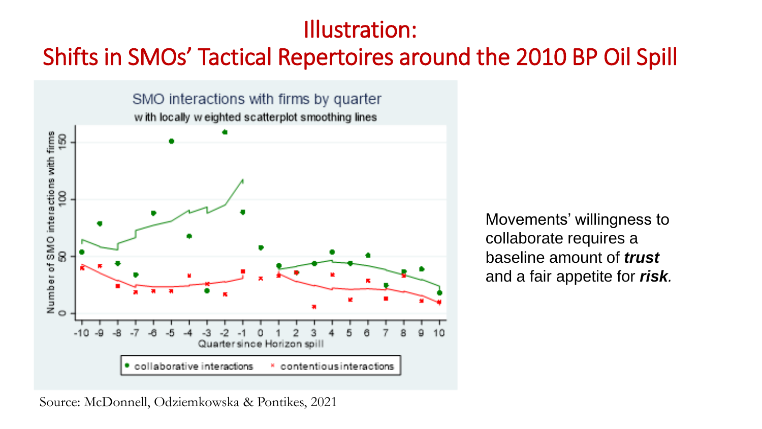# Illustration:
# Shifts in SMOs' Tactical Repertoires around the 2010 BP Oil Spill

SMO interactions with firms by quarter

with locally weighted scatterplot smoothing lines

Number of SMO interactions with firms

Quarter since Horizon spill

• collaborative interactions × contentious interactions

Movements' willingness to collaborate requires a baseline amount of ***trust*** and a fair appetite for ***risk****.*

Source: McDonnell, Odziemkowska & Pontikes, 2021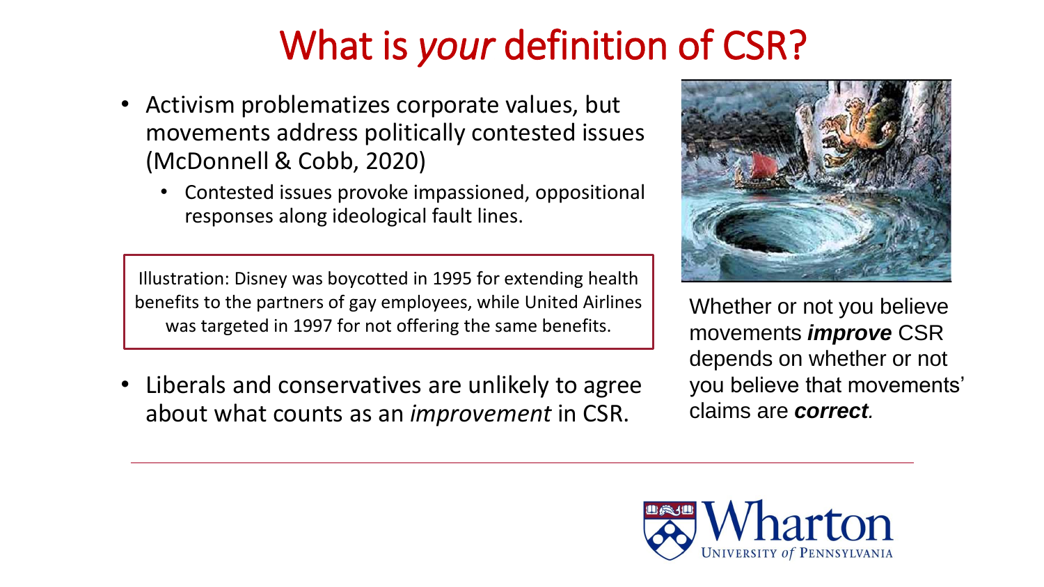# What is *your* definition of CSR?

- Activism problematizes corporate values, but movements address politically contested issues (McDonnell & Cobb, 2020)
  - Contested issues provoke impassioned, oppositional responses along ideological fault lines.

> Illustration: Disney was boycotted in 1995 for extending health benefits to the partners of gay employees, while United Airlines was targeted in 1997 for not offering the same benefits.

- Liberals and conservatives are unlikely to agree about what counts as an *improvement* in CSR.

Whether or not you believe movements ***improve*** CSR depends on whether or not you believe that movements' claims are ***correct****.*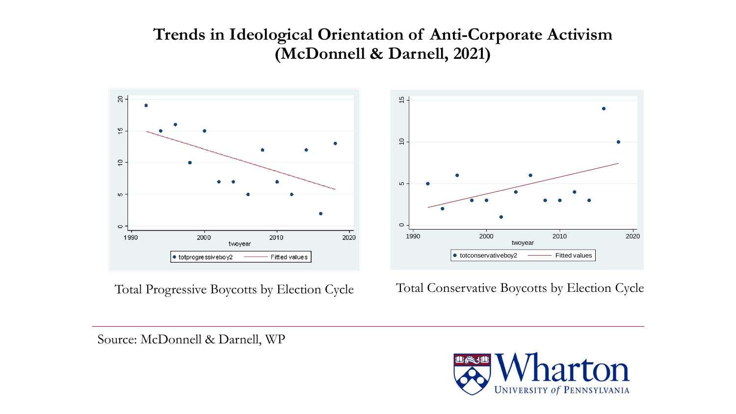# Trends in Ideological Orientation of Anti-Corporate Activism (McDonnell & Darnell, 2021)

Total Progressive Boycotts by Election Cycle

Total Conservative Boycotts by Election Cycle

Source: McDonnell & Darnell, WP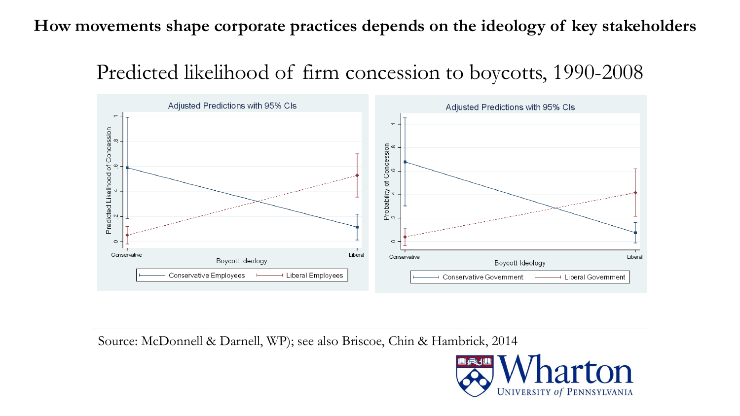**How movements shape corporate practices depends on the ideology of key stakeholders**

## Predicted likelihood of firm concession to boycotts, 1990-2008

Source: McDonnell & Darnell, WP); see also Briscoe, Chin & Hambrick, 2014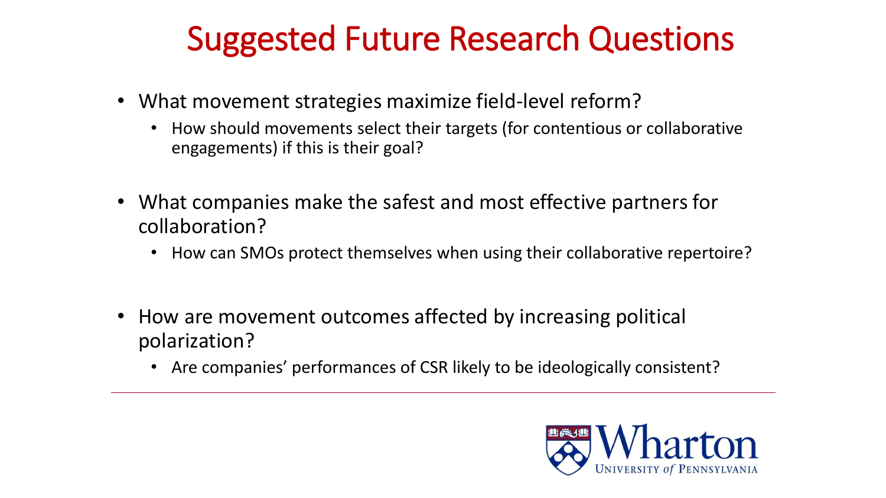# Suggested Future Research Questions

- What movement strategies maximize field-level reform?
  - How should movements select their targets (for contentious or collaborative engagements) if this is their goal?
- What companies make the safest and most effective partners for collaboration?
  - How can SMOs protect themselves when using their collaborative repertoire?
- How are movement outcomes affected by increasing political polarization?
  - Are companies' performances of CSR likely to be ideologically consistent?

Wharton
UNIVERSITY of PENNSYLVANIA